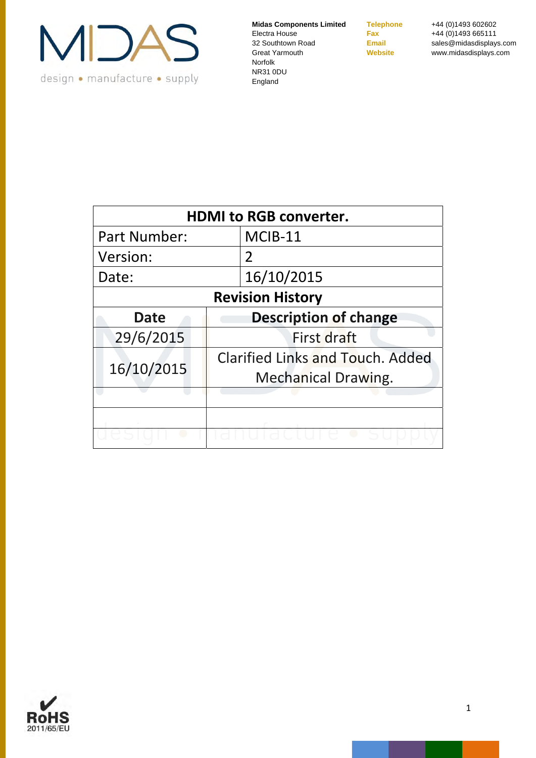**Midas Components Limited**
Electra House
32 Southtown Road
Great Yarmouth
Norfolk
NR31 0DU
England

**Telephone** +44 (0)1493 602602
**Fax** +44 (0)1493 665111
**Email** sales@midasdisplays.com
**Website** www.midasdisplays.com

| HDMI to RGB converter. | |
|---|---|
| Part Number: | MCIB-11 |
| Version: | 2 |
| Date: | 16/10/2015 |

**Revision History**

| Date | Description of change |
|---|---|
| 29/6/2015 | First draft |
| 16/10/2015 | Clarified Links and Touch. Added Mechanical Drawing. |
| | |
| | |
| | |

RoHS 2011/65/EU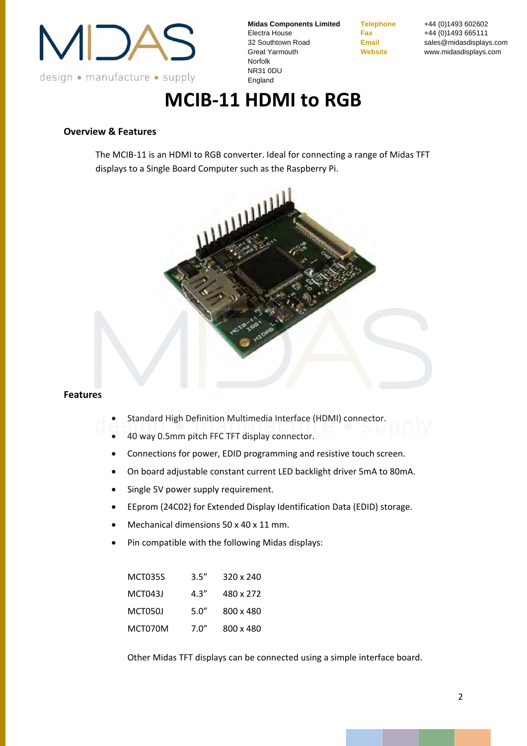# MCIB-11 HDMI to RGB

## Overview & Features

The MCIB-11 is an HDMI to RGB converter. Ideal for connecting a range of Midas TFT displays to a Single Board Computer such as the Raspberry Pi.

## Features

- Standard High Definition Multimedia Interface (HDMI) connector.
- 40 way 0.5mm pitch FFC TFT display connector.
- Connections for power, EDID programming and resistive touch screen.
- On board adjustable constant current LED backlight driver 5mA to 80mA.
- Single 5V power supply requirement.
- EEprom (24C02) for Extended Display Identification Data (EDID) storage.
- Mechanical dimensions 50 x 40 x 11 mm.
- Pin compatible with the following Midas displays:

| | | |
|---|---|---|
| MCT035S | 3.5” | 320 x 240 |
| MCT043J | 4.3” | 480 x 272 |
| MCT050J | 5.0” | 800 x 480 |
| MCT070M | 7.0” | 800 x 480 |

Other Midas TFT displays can be connected using a simple interface board.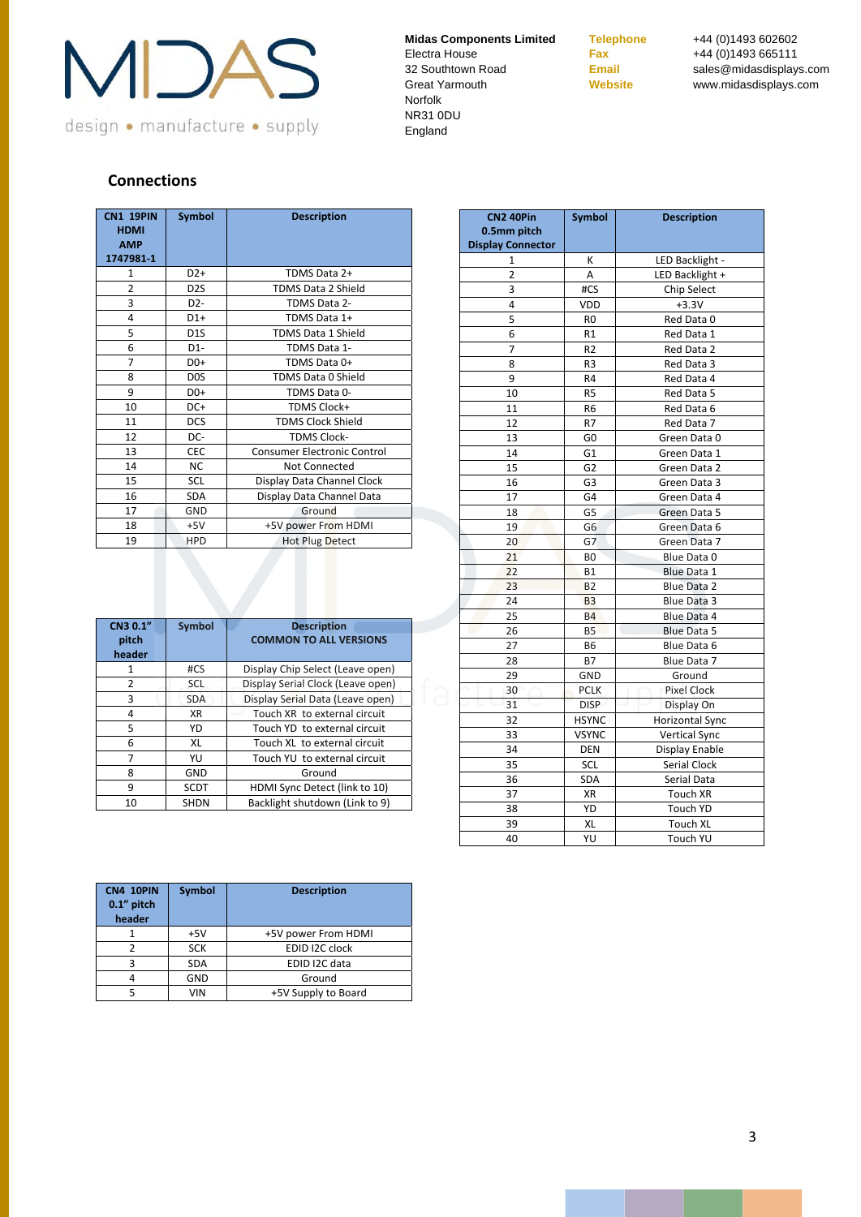Midas Components Limited
Electra House
32 Southtown Road
Great Yarmouth
Norfolk
NR31 0DU
England

**Telephone** +44 (0)1493 602602
**Fax** +44 (0)1493 665111
**Email** sales@midasdisplays.com
**Website** www.midasdisplays.com

## Connections

| CN1 19PIN HDMI AMP 1747981-1 | Symbol | Description |
|---|---|---|
| 1 | D2+ | TDMS Data 2+ |
| 2 | D2S | TDMS Data 2 Shield |
| 3 | D2- | TDMS Data 2- |
| 4 | D1+ | TDMS Data 1+ |
| 5 | D1S | TDMS Data 1 Shield |
| 6 | D1- | TDMS Data 1- |
| 7 | D0+ | TDMS Data 0+ |
| 8 | D0S | TDMS Data 0 Shield |
| 9 | D0+ | TDMS Data 0- |
| 10 | DC+ | TDMS Clock+ |
| 11 | DCS | TDMS Clock Shield |
| 12 | DC- | TDMS Clock- |
| 13 | CEC | Consumer Electronic Control |
| 14 | NC | Not Connected |
| 15 | SCL | Display Data Channel Clock |
| 16 | SDA | Display Data Channel Data |
| 17 | GND | Ground |
| 18 | +5V | +5V power From HDMI |
| 19 | HPD | Hot Plug Detect |

| CN3 0.1" pitch header | Symbol | Description COMMON TO ALL VERSIONS |
|---|---|---|
| 1 | #CS | Display Chip Select (Leave open) |
| 2 | SCL | Display Serial Clock (Leave open) |
| 3 | SDA | Display Serial Data (Leave open) |
| 4 | XR | Touch XR to external circuit |
| 5 | YD | Touch YD to external circuit |
| 6 | XL | Touch XL to external circuit |
| 7 | YU | Touch YU to external circuit |
| 8 | GND | Ground |
| 9 | SCDT | HDMI Sync Detect (link to 10) |
| 10 | SHDN | Backlight shutdown (Link to 9) |

| CN4 10PIN 0.1" pitch header | Symbol | Description |
|---|---|---|
| 1 | +5V | +5V power From HDMI |
| 2 | SCK | EDID I2C clock |
| 3 | SDA | EDID I2C data |
| 4 | GND | Ground |
| 5 | VIN | +5V Supply to Board |

| CN2 40Pin 0.5mm pitch Display Connector | Symbol | Description |
|---|---|---|
| 1 | K | LED Backlight - |
| 2 | A | LED Backlight + |
| 3 | #CS | Chip Select |
| 4 | VDD | +3.3V |
| 5 | R0 | Red Data 0 |
| 6 | R1 | Red Data 1 |
| 7 | R2 | Red Data 2 |
| 8 | R3 | Red Data 3 |
| 9 | R4 | Red Data 4 |
| 10 | R5 | Red Data 5 |
| 11 | R6 | Red Data 6 |
| 12 | R7 | Red Data 7 |
| 13 | G0 | Green Data 0 |
| 14 | G1 | Green Data 1 |
| 15 | G2 | Green Data 2 |
| 16 | G3 | Green Data 3 |
| 17 | G4 | Green Data 4 |
| 18 | G5 | Green Data 5 |
| 19 | G6 | Green Data 6 |
| 20 | G7 | Green Data 7 |
| 21 | B0 | Blue Data 0 |
| 22 | B1 | Blue Data 1 |
| 23 | B2 | Blue Data 2 |
| 24 | B3 | Blue Data 3 |
| 25 | B4 | Blue Data 4 |
| 26 | B5 | Blue Data 5 |
| 27 | B6 | Blue Data 6 |
| 28 | B7 | Blue Data 7 |
| 29 | GND | Ground |
| 30 | PCLK | Pixel Clock |
| 31 | DISP | Display On |
| 32 | HSYNC | Horizontal Sync |
| 33 | VSYNC | Vertical Sync |
| 34 | DEN | Display Enable |
| 35 | SCL | Serial Clock |
| 36 | SDA | Serial Data |
| 37 | XR | Touch XR |
| 38 | YD | Touch YD |
| 39 | XL | Touch XL |
| 40 | YU | Touch YU |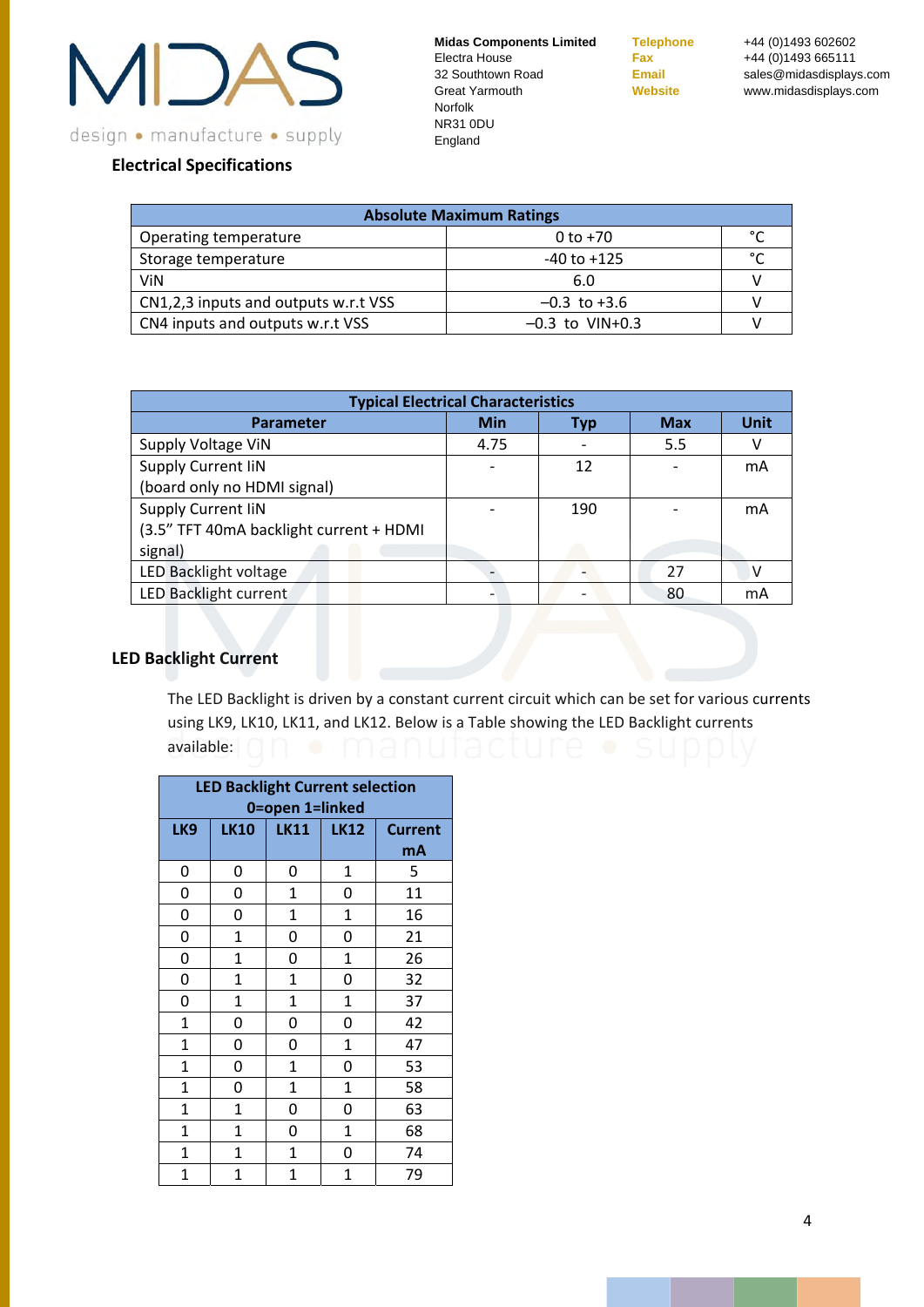## Electrical Specifications

| Absolute Maximum Ratings | | |
|---|---|---|
| Operating temperature | 0 to +70 | °C |
| Storage temperature | -40 to +125 | °C |
| ViN | 6.0 | V |
| CN1,2,3 inputs and outputs w.r.t VSS | –0.3 to +3.6 | V |
| CN4 inputs and outputs w.r.t VSS | –0.3 to VIN+0.3 | V |

| Typical Electrical Characteristics | | | | |
|---|---|---|---|---|
| **Parameter** | **Min** | **Typ** | **Max** | **Unit** |
| Supply Voltage ViN | 4.75 | - | 5.5 | V |
| Supply Current IiN (board only no HDMI signal) | - | 12 | - | mA |
| Supply Current IiN (3.5" TFT 40mA backlight current + HDMI signal) | - | 190 | - | mA |
| LED Backlight voltage | - | - | 27 | V |
| LED Backlight current | - | - | 80 | mA |

## LED Backlight Current

The LED Backlight is driven by a constant current circuit which can be set for various currents using LK9, LK10, LK11, and LK12. Below is a Table showing the LED Backlight currents available:

| LED Backlight Current selection 0=open 1=linked | | | | |
|---|---|---|---|---|
| **LK9** | **LK10** | **LK11** | **LK12** | **Current mA** |
| 0 | 0 | 0 | 1 | 5 |
| 0 | 0 | 1 | 0 | 11 |
| 0 | 0 | 1 | 1 | 16 |
| 0 | 1 | 0 | 0 | 21 |
| 0 | 1 | 0 | 1 | 26 |
| 0 | 1 | 1 | 0 | 32 |
| 0 | 1 | 1 | 1 | 37 |
| 1 | 0 | 0 | 0 | 42 |
| 1 | 0 | 0 | 1 | 47 |
| 1 | 0 | 1 | 0 | 53 |
| 1 | 0 | 1 | 1 | 58 |
| 1 | 1 | 0 | 0 | 63 |
| 1 | 1 | 0 | 1 | 68 |
| 1 | 1 | 1 | 0 | 74 |
| 1 | 1 | 1 | 1 | 79 |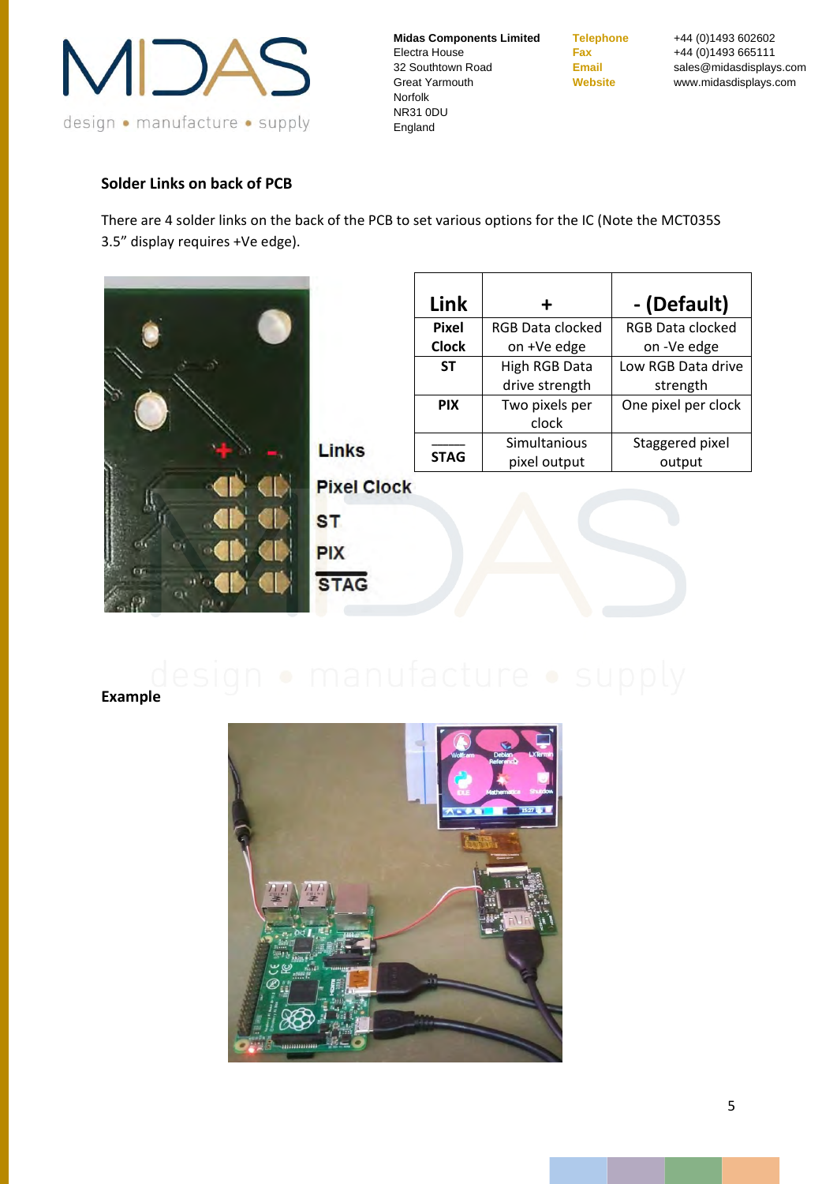## Solder Links on back of PCB

There are 4 solder links on the back of the PCB to set various options for the IC (Note the MCT035S 3.5” display requires +Ve edge).

| Link | + | - (Default) |
|---|---|---|
| Pixel Clock | RGB Data clocked on +Ve edge | RGB Data clocked on -Ve edge |
| ST | High RGB Data drive strength | Low RGB Data drive strength |
| PIX | Two pixels per clock | One pixel per clock |
| $\overline{STAG}$ | Simultanious pixel output | Staggered pixel output |

## Example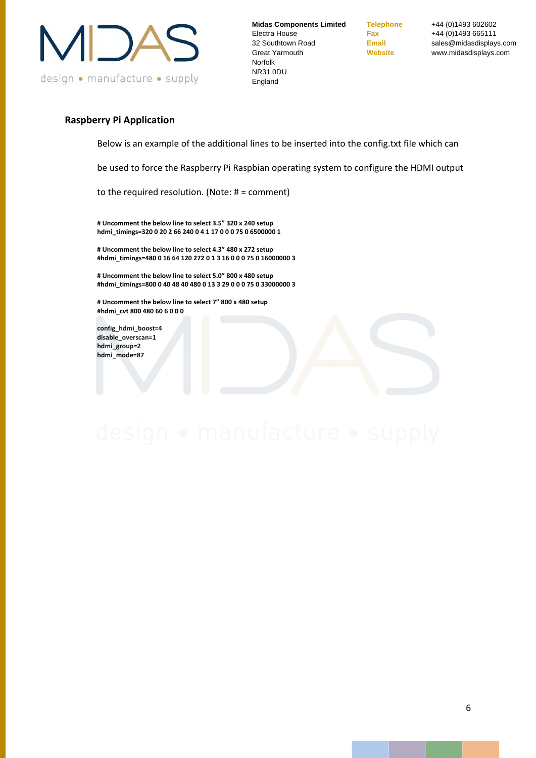## Raspberry Pi Application

Below is an example of the additional lines to be inserted into the config.txt file which can be used to force the Raspberry Pi Raspbian operating system to configure the HDMI output to the required resolution. (Note: # = comment)

```
# Uncomment the below line to select 3.5" 320 x 240 setup
hdmi_timings=320 0 20 2 66 240 0 4 1 17 0 0 0 75 0 6500000 1

# Uncomment the below line to select 4.3" 480 x 272 setup
#hdmi_timings=480 0 16 64 120 272 0 1 3 16 0 0 0 75 0 16000000 3

# Uncomment the below line to select 5.0" 800 x 480 setup
#hdmi_timings=800 0 40 48 40 480 0 13 3 29 0 0 0 75 0 33000000 3

# Uncomment the below line to select 7" 800 x 480 setup
#hdmi_cvt 800 480 60 6 0 0 0

config_hdmi_boost=4
disable_overscan=1
hdmi_group=2
hdmi_mode=87
```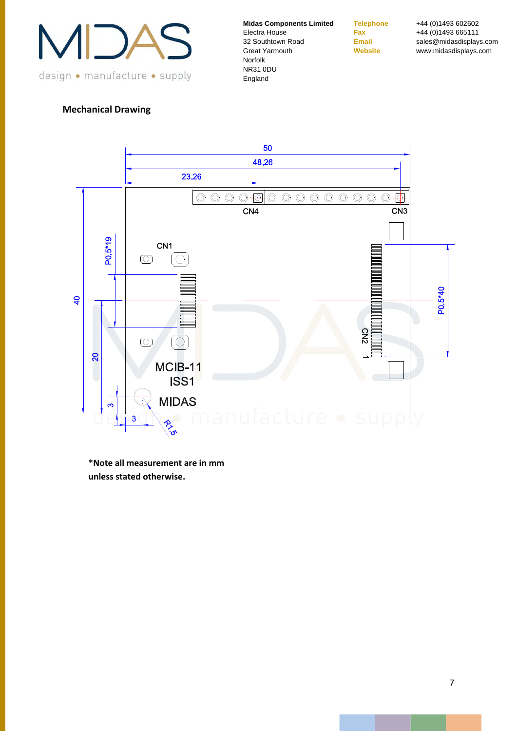**Midas Components Limited**
Electra House
32 Southtown Road
Great Yarmouth
Norfolk
NR31 0DU
England

**Telephone** +44 (0)1493 602602
**Fax** +44 (0)1493 665111
**Email** sales@midasdisplays.com
**Website** www.midasdisplays.com

## Mechanical Drawing

50
48.26
23.26
CN4
CN3
CN1
P0.5*19
40
20
3
3
R1.5
P0.5*40
CN2
1
MCIB-11
ISS1
MIDAS

**\*Note all measurement are in mm unless stated otherwise.**